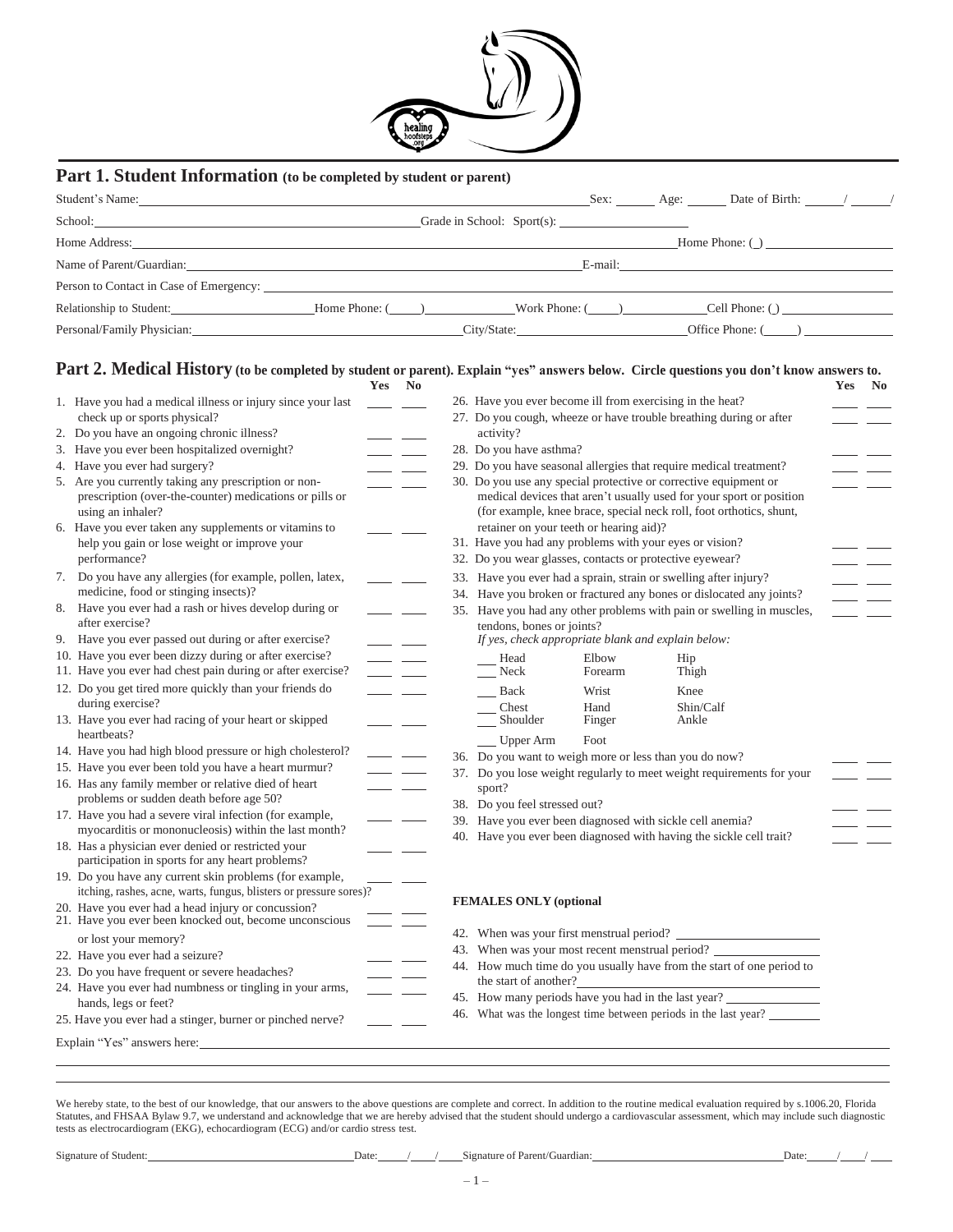## Part 1. Student Information (to be completed by student or parent)

Student's Name: ______________________ Sex: ______ Age: ______ Date of Birth: ____/____/

School: ______________________ Grade in School: Sport(s): ______________________

Home Address: ______________________ Home Phone: ( ) ______________________

Name of Parent/Guardian: ______________________ E-mail: ______________________

Person to Contact in Case of Emergency: ______________________

Relationship to Student: ______________________ Home Phone: (____) ______ Work Phone: (____) ______ Cell Phone: ( ) ______

Personal/Family Physician: ______________________ City/State: ______________________ Office Phone: (____) ______

## Part 2. Medical History (to be completed by student or parent). Explain "yes" answers below. Circle questions you don't know answers to.

| | Yes | No |
|---|---|---|
| 1. Have you had a medical illness or injury since your last check up or sports physical? | ___ | ___ |
| 2. Do you have an ongoing chronic illness? | ___ | ___ |
| 3. Have you ever been hospitalized overnight? | ___ | ___ |
| 4. Have you ever had surgery? | ___ | ___ |
| 5. Are you currently taking any prescription or non-prescription (over-the-counter) medications or pills or using an inhaler? | ___ | ___ |
| 6. Have you ever taken any supplements or vitamins to help you gain or lose weight or improve your performance? | ___ | ___ |
| 7. Do you have any allergies (for example, pollen, latex, medicine, food or stinging insects)? | ___ | ___ |
| 8. Have you ever had a rash or hives develop during or after exercise? | ___ | ___ |
| 9. Have you ever passed out during or after exercise? | ___ | ___ |
| 10. Have you ever been dizzy during or after exercise? | ___ | ___ |
| 11. Have you ever had chest pain during or after exercise? | ___ | ___ |
| 12. Do you get tired more quickly than your friends do during exercise? | ___ | ___ |
| 13. Have you ever had racing of your heart or skipped heartbeats? | ___ | ___ |
| 14. Have you had high blood pressure or high cholesterol? | ___ | ___ |
| 15. Have you ever been told you have a heart murmur? | ___ | ___ |
| 16. Has any family member or relative died of heart problems or sudden death before age 50? | ___ | ___ |
| 17. Have you had a severe viral infection (for example, myocarditis or mononucleosis) within the last month? | ___ | ___ |
| 18. Has a physician ever denied or restricted your participation in sports for any heart problems? | ___ | ___ |
| 19. Do you have any current skin problems (for example, itching, rashes, acne, warts, fungus, blisters or pressure sores)? | ___ | ___ |
| 20. Have you ever had a head injury or concussion? | ___ | ___ |
| 21. Have you ever been knocked out, become unconscious or lost your memory? | ___ | ___ |
| 22. Have you ever had a seizure? | ___ | ___ |
| 23. Do you have frequent or severe headaches? | ___ | ___ |
| 24. Have you ever had numbness or tingling in your arms, hands, legs or feet? | ___ | ___ |
| 25. Have you ever had a stinger, burner or pinched nerve? | ___ | ___ |
| 26. Have you ever become ill from exercising in the heat? | ___ | ___ |
| 27. Do you cough, wheeze or have trouble breathing during or after activity? | ___ | ___ |
| 28. Do you have asthma? | ___ | ___ |
| 29. Do you have seasonal allergies that require medical treatment? | ___ | ___ |
| 30. Do you use any special protective or corrective equipment or medical devices that aren't usually used for your sport or position (for example, knee brace, special neck roll, foot orthotics, shunt, retainer on your teeth or hearing aid)? | ___ | ___ |
| 31. Have you had any problems with your eyes or vision? | ___ | ___ |
| 32. Do you wear glasses, contacts or protective eyewear? | ___ | ___ |
| 33. Have you ever had a sprain, strain or swelling after injury? | ___ | ___ |
| 34. Have you broken or fractured any bones or dislocated any joints? | ___ | ___ |
| 35. Have you had any other problems with pain or swelling in muscles, tendons, bones or joints? | ___ | ___ |

*If yes, check appropriate blank and explain below:*

| | | |
|---|---|---|
| ___ Head | Elbow | Hip |
| ___ Neck | Forearm | Thigh |
| ___ Back | Wrist | Knee |
| ___ Chest | Hand | Shin/Calf |
| ___ Shoulder | Finger | Ankle |
| ___ Upper Arm | Foot | |

| | Yes | No |
|---|---|---|
| 36. Do you want to weigh more or less than you do now? | ___ | ___ |
| 37. Do you lose weight regularly to meet weight requirements for your sport? | ___ | ___ |
| 38. Do you feel stressed out? | ___ | ___ |
| 39. Have you ever been diagnosed with sickle cell anemia? | ___ | ___ |
| 40. Have you ever been diagnosed with having the sickle cell trait? | ___ | ___ |

**FEMALES ONLY (optional**

42. When was your first menstrual period? ______________________
43. When was your most recent menstrual period? ______________________
44. How much time do you usually have from the start of one period to the start of another? ______________________
45. How many periods have you had in the last year? ______________________
46. What was the longest time between periods in the last year? ______________________

Explain "Yes" answers here: ______________________

______________________

We hereby state, to the best of our knowledge, that our answers to the above questions are complete and correct. In addition to the routine medical evaluation required by s.1006.20, Florida Statutes, and FHSAA Bylaw 9.7, we understand and acknowledge that we are hereby advised that the student should undergo a cardiovascular assessment, which may include such diagnostic tests as electrocardiogram (EKG), echocardiogram (ECG) and/or cardio stress test.

Signature of Student: ______________________ Date: ____/____/____ Signature of Parent/Guardian: ______________________ Date: ____/____/____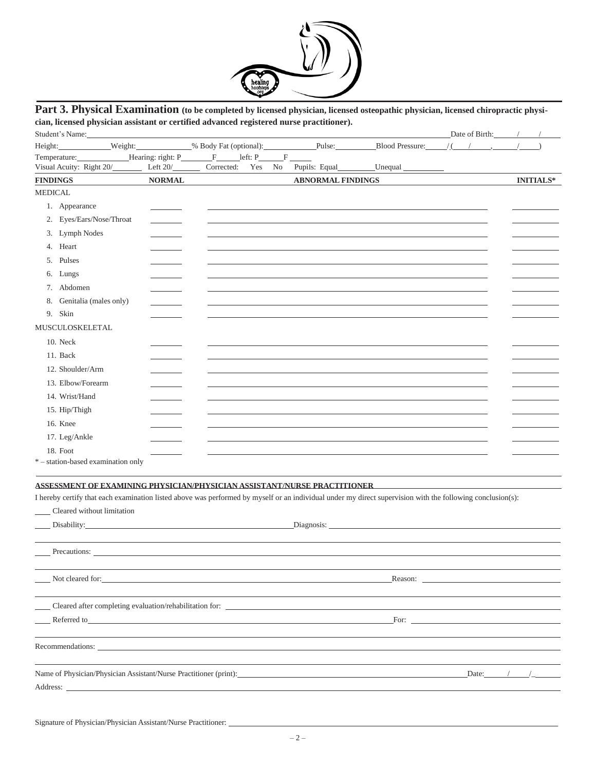## Part 3. Physical Examination (to be completed by licensed physician, licensed osteopathic physician, licensed chiropractic physician, licensed physician assistant or certified advanced registered nurse practitioner).

Student's Name: \_\_\_\_\_\_\_\_\_\_ Date of Birth: \_\_\_\_ / \_\_\_\_ / \_\_\_\_

Height: \_\_\_\_\_\_ Weight: \_\_\_\_\_\_ % Body Fat (optional): \_\_\_\_\_\_ Pulse: \_\_\_\_\_\_ Blood Pressure: \_\_\_\_ / ( \_\_\_\_ / \_\_\_\_ , \_\_\_\_ / \_\_\_\_ )

Temperature: \_\_\_\_\_\_ Hearing: right: P \_\_\_\_ F \_\_\_\_ left: P \_\_\_\_ F \_\_\_\_

Visual Acuity: Right 20/ \_\_\_\_ Left 20/ \_\_\_\_ Corrected: Yes No Pupils: Equal \_\_\_\_ Unequal \_\_\_\_

| FINDINGS | NORMAL | ABNORMAL FINDINGS | INITIALS* |
|---|---|---|---|
| **MEDICAL** | | | |
| 1. Appearance | | | |
| 2. Eyes/Ears/Nose/Throat | | | |
| 3. Lymph Nodes | | | |
| 4. Heart | | | |
| 5. Pulses | | | |
| 6. Lungs | | | |
| 7. Abdomen | | | |
| 8. Genitalia (males only) | | | |
| 9. Skin | | | |
| **MUSCULOSKELETAL** | | | |
| 10. Neck | | | |
| 11. Back | | | |
| 12. Shoulder/Arm | | | |
| 13. Elbow/Forearm | | | |
| 14. Wrist/Hand | | | |
| 15. Hip/Thigh | | | |
| 16. Knee | | | |
| 17. Leg/Ankle | | | |
| 18. Foot | | | |

* – station-based examination only

### ASSESSMENT OF EXAMINING PHYSICIAN/PHYSICIAN ASSISTANT/NURSE PRACTITIONER

I hereby certify that each examination listed above was performed by myself or an individual under my direct supervision with the following conclusion(s):

\_\_\_\_ Cleared without limitation

\_\_\_\_ Disability: \_\_\_\_\_\_\_\_\_\_ Diagnosis: \_\_\_\_\_\_\_\_\_\_

\_\_\_\_ Precautions: \_\_\_\_\_\_\_\_\_\_

\_\_\_\_ Not cleared for: \_\_\_\_\_\_\_\_\_\_ Reason: \_\_\_\_\_\_\_\_\_\_

\_\_\_\_ Cleared after completing evaluation/rehabilitation for: \_\_\_\_\_\_\_\_\_\_

\_\_\_\_ Referred to \_\_\_\_\_\_\_\_\_\_ For: \_\_\_\_\_\_\_\_\_\_

Recommendations: \_\_\_\_\_\_\_\_\_\_

Name of Physician/Physician Assistant/Nurse Practitioner (print): \_\_\_\_\_\_\_\_\_\_ Date: \_\_\_\_ / \_\_\_\_ / \_\_\_\_

Address: \_\_\_\_\_\_\_\_\_\_

Signature of Physician/Physician Assistant/Nurse Practitioner: \_\_\_\_\_\_\_\_\_\_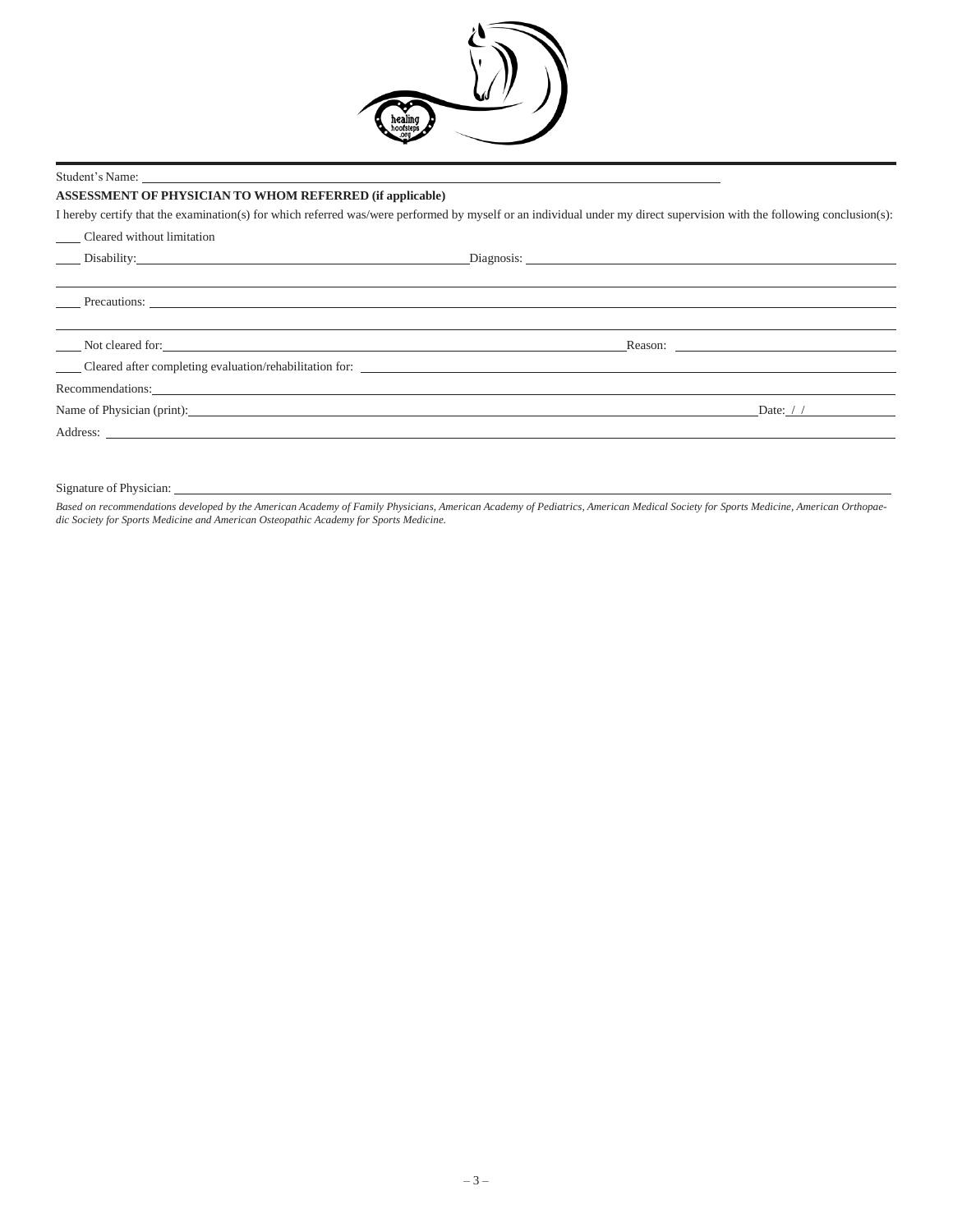Student's Name: \_\_\_\_\_\_\_\_\_\_\_\_\_\_\_\_\_\_\_\_\_\_\_\_\_\_\_\_\_\_\_\_\_\_\_\_\_\_\_\_

**ASSESSMENT OF PHYSICIAN TO WHOM REFERRED (if applicable)**

I hereby certify that the examination(s) for which referred was/were performed by myself or an individual under my direct supervision with the following conclusion(s):

\_\_\_\_ Cleared without limitation

\_\_\_\_ Disability: \_\_\_\_\_\_\_\_\_\_\_\_\_\_\_\_\_\_\_\_\_\_\_\_ Diagnosis: \_\_\_\_\_\_\_\_\_\_\_\_\_\_\_\_\_\_\_\_\_\_\_\_

\_\_\_\_\_\_\_\_\_\_\_\_\_\_\_\_\_\_\_\_\_\_\_\_\_\_\_\_\_\_\_\_\_\_\_\_\_\_\_\_\_\_\_\_\_\_\_\_

\_\_\_\_ Precautions: \_\_\_\_\_\_\_\_\_\_\_\_\_\_\_\_\_\_\_\_\_\_\_\_\_\_\_\_\_\_\_\_\_\_\_\_\_\_\_\_

\_\_\_\_\_\_\_\_\_\_\_\_\_\_\_\_\_\_\_\_\_\_\_\_\_\_\_\_\_\_\_\_\_\_\_\_\_\_\_\_\_\_\_\_\_\_\_\_

\_\_\_\_ Not cleared for: \_\_\_\_\_\_\_\_\_\_\_\_\_\_\_\_\_\_\_\_\_\_\_\_ Reason: \_\_\_\_\_\_\_\_\_\_\_\_\_\_\_\_\_\_\_\_\_\_\_\_

\_\_\_\_ Cleared after completing evaluation/rehabilitation for: \_\_\_\_\_\_\_\_\_\_\_\_\_\_\_\_\_\_\_\_\_\_\_\_

Recommendations: \_\_\_\_\_\_\_\_\_\_\_\_\_\_\_\_\_\_\_\_\_\_\_\_\_\_\_\_\_\_\_\_\_\_\_\_\_\_\_\_

Name of Physician (print): \_\_\_\_\_\_\_\_\_\_\_\_\_\_\_\_\_\_\_\_\_\_\_\_ Date: / / \_\_\_\_\_\_\_\_\_\_

Address: \_\_\_\_\_\_\_\_\_\_\_\_\_\_\_\_\_\_\_\_\_\_\_\_\_\_\_\_\_\_\_\_\_\_\_\_\_\_\_\_

Signature of Physician: \_\_\_\_\_\_\_\_\_\_\_\_\_\_\_\_\_\_\_\_\_\_\_\_\_\_\_\_\_\_\_\_\_\_\_\_\_\_\_\_

*Based on recommendations developed by the American Academy of Family Physicians, American Academy of Pediatrics, American Medical Society for Sports Medicine, American Orthopaedic Society for Sports Medicine and American Osteopathic Academy for Sports Medicine.*